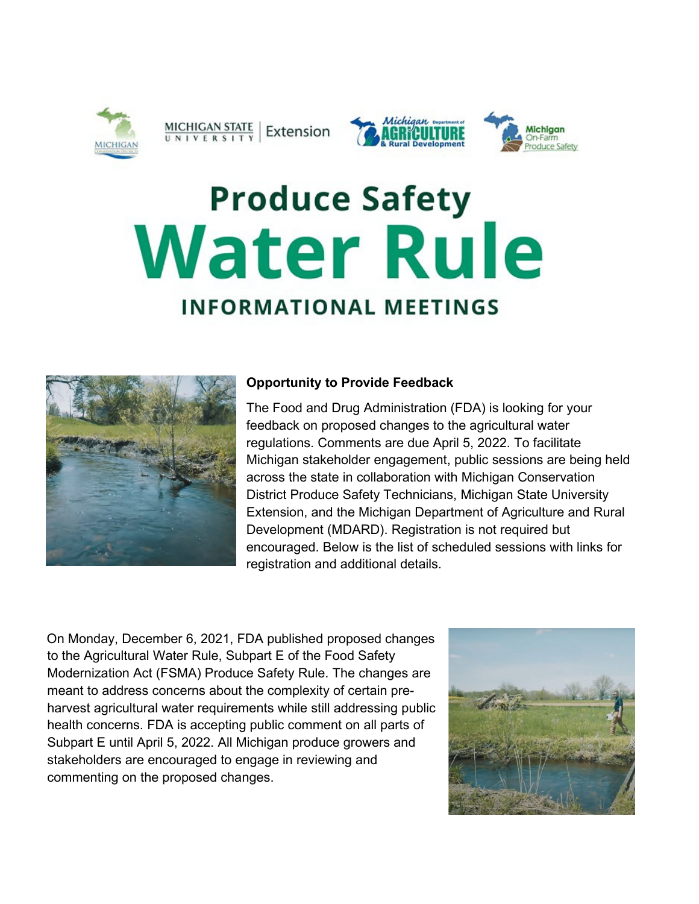# Produce Safety Water Rule

## INFORMATIONAL MEETINGS

**Opportunity to Provide Feedback**

The Food and Drug Administration (FDA) is looking for your feedback on proposed changes to the agricultural water regulations. Comments are due April 5, 2022. To facilitate Michigan stakeholder engagement, public sessions are being held across the state in collaboration with Michigan Conservation District Produce Safety Technicians, Michigan State University Extension, and the Michigan Department of Agriculture and Rural Development (MDARD). Registration is not required but encouraged. Below is the list of scheduled sessions with links for registration and additional details.

On Monday, December 6, 2021, FDA published proposed changes to the Agricultural Water Rule, Subpart E of the Food Safety Modernization Act (FSMA) Produce Safety Rule. The changes are meant to address concerns about the complexity of certain pre-harvest agricultural water requirements while still addressing public health concerns. FDA is accepting public comment on all parts of Subpart E until April 5, 2022. All Michigan produce growers and stakeholders are encouraged to engage in reviewing and commenting on the proposed changes.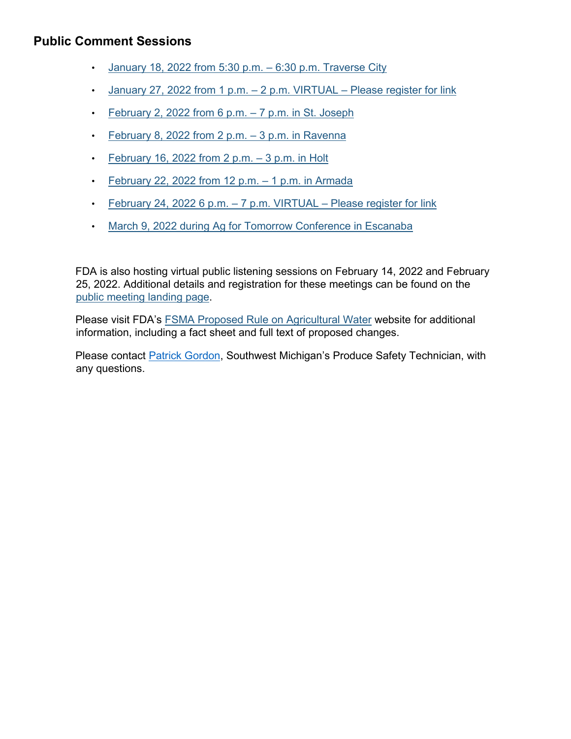### Public Comment Sessions

- January 18, 2022 from 5:30 p.m. – 6:30 p.m. Traverse City
- January 27, 2022 from 1 p.m. – 2 p.m. VIRTUAL – Please register for link
- February 2, 2022 from 6 p.m. – 7 p.m. in St. Joseph
- February 8, 2022 from 2 p.m. – 3 p.m. in Ravenna
- February 16, 2022 from 2 p.m. – 3 p.m. in Holt
- February 22, 2022 from 12 p.m. – 1 p.m. in Armada
- February 24, 2022 6 p.m. – 7 p.m. VIRTUAL – Please register for link
- March 9, 2022 during Ag for Tomorrow Conference in Escanaba

FDA is also hosting virtual public listening sessions on February 14, 2022 and February 25, 2022. Additional details and registration for these meetings can be found on the public meeting landing page.

Please visit FDA's FSMA Proposed Rule on Agricultural Water website for additional information, including a fact sheet and full text of proposed changes.

Please contact Patrick Gordon, Southwest Michigan's Produce Safety Technician, with any questions.